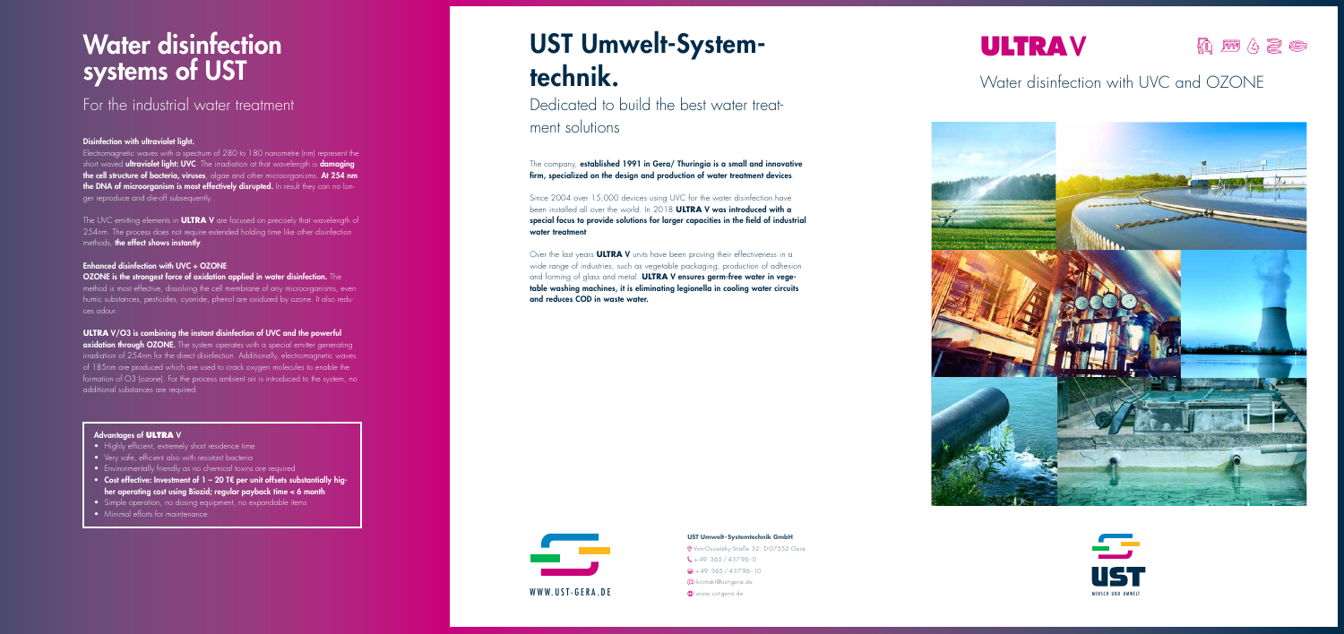# Water disinfection systems of UST

## For the industrial water treatment

**Disinfection with ultraviolet light.**

Electromagnetic waves with a spectrum of 280 to 180 nanometre (nm) represent the short waved **ultraviolet light: UVC**. The irradiation at that wavelength is **damaging the cell structure of bacteria, viruses**, algae and other microorganisms. **At 254 nm the DNA of microorganism is most effectively disrupted.** In result they can no longer reproduce and die-off subsequently.

The UVC emitting elements in **ULTRA V** are focused on precisely that wavelength of 254nm. The process does not require extended holding time like other disinfection methods, **the effect shows instantly**.

**Enhanced disinfection with UVC + OZONE**

**OZONE is the strongest force of oxidation applied in water disinfection.** The method is most effective, dissolving the cell membrane of any microorganisms, even humic substances, pesticides, cyanide, phenol are oxidized by ozone. It also reduces odour.

**ULTRA V/O3 is combining the instant disinfection of UVC and the powerful oxidation through OZONE.** The system operates with a special emitter generating irradiation of 254nm for the direct disinfection. Additionally, electromagnetic waves of 185nm are produced which are used to crack oxygen molecules to enable the formation of $O_3$ (ozone). For the process ambient air is introduced to the system, no additional substances are required.

**Advantages of ULTRA V**

- Highly efficient, extremely short residence time
- Very safe, efficient also with resistant bacteria
- Environmentally friendly as no chemical toxins are required
- **Cost effective: Investment of 1 – 20 T€ per unit offsets substantially higher operating cost using Biozid; regular payback time < 6 month**
- Simple operation, no dosing equipment, no expandable items
- Minimal efforts for maintenance

# UST Umwelt-Systemtechnik.

## Dedicated to build the best water treatment solutions

The company, **established 1991 in Gera/ Thuringia is a small and innovative firm, specialized on the design and production of water treatment devices**.

Since 2004 over 15,000 devices using UVC for the water disinfection have been installed all over the world. In 2018 **ULTRA V was introduced with a special focus to provide solutions for larger capacities in the field of industrial water treatment**.

Over the last years **ULTRA V** units have been proving their effectiveness in a wide range of industries, such as vegetable packaging, production of adhesion and forming of glass and metal. **ULTRA V ensures germ-free water in vegetable washing machines, it is eliminating legionella in cooling water circuits and reduces COD in waste water.**

WWW.UST-GERA.DE

**UST Umwelt-Systemtechnik GmbH**
Von-Ossietzky-Straße 32, D-07552 Gera
+49 365 / 43796-0
+49 365 / 43796-10
kontakt@ust-gera.de
www.ust-gera.de

# ULTRA V

## Water disinfection with UVC and OZONE

UST
MENSCH UND UMWELT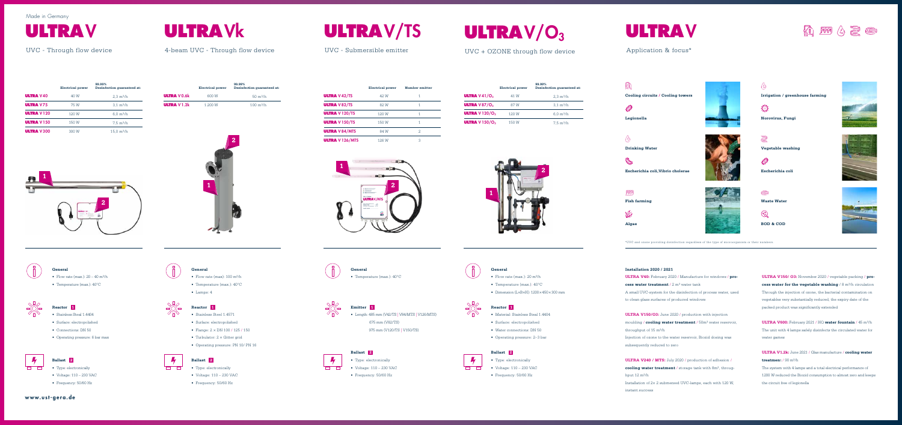Made in Germany

# ULTRA V

UVC - Through flow device

| | Electrical power | 99.99% Desinfection guaranteed at: |
|---|---|---|
| ULTRA V 40 | 40 W | 2,3 m³/h |
| ULTRA V 75 | 75 W | 3,1 m³/h |
| ULTRA V 120 | 120 W | 6,0 m³/h |
| ULTRA V 150 | 150 W | 7,5 m³/h |
| ULTRA V 300 | 300 W | 15,0 m³/h |

**General**

- Flow rate (max.): 20 – 40 m³/h
- Temperature (max.): 40°C

**Reactor 1**

- Stainless Steal 1.4404
- Surface: electropolished
- Connections: DN 50
- Operating pressure: 6 bar max

**Ballast 2**

- Type: electronically
- Voltage: 110 – 230 VAC
- Frequency: 50/60 Hz

www.ust-gera.de

# ULTRA Vk

4-beam UVC - Through flow device

| | Electrical power | 99.99% Desinfection guaranteed at: |
|---|---|---|
| ULTRA V 0.6k | 600 W | 50 m³/h |
| ULTRA V 1.2k | 1.200 W | 100 m³/h |

**General**

- Flow rate (max): 100 m³/h
- Temperature (max.): 40°C
- Lamps: 4

**Reactor 1**

- Stainless Steel 1.4571
- Surface: electropolished
- Flange: 2 × DN 100 / 125 / 150
- Turbulator: 2 × Gitter grid
- Operating pressure: PN 10/ PN 16

**Ballast 2**

- Type: electronically
- Voltage: 110 – 230 VAC
- Frequency: 50/60 Hz

# ULTRA V/TS

UVC - Submersible emitter

| | Electrical power | Number emitter |
|---|---|---|
| ULTRA V 42/TS | 42 W | 1 |
| ULTRA V 82/TS | 82 W | 1 |
| ULTRA V 120/TS | 120 W | 1 |
| ULTRA V 150/TS | 150 W | 1 |
| ULTRA V 84/MTS | 84 W | 2 |
| ULTRA V 126/MTS | 126 W | 3 |

**General**

- Temperature (max.): 40°C

**Emitter 1**

- Length: 485 mm (V42/TS | V84/MTS | V126/MTS)
  675 mm (V82/TS)
  975 mm (V120/TS | V150/TS)

**Ballast 2**

- Type: electronically
- Voltage: 110 – 230 VAC
- Frequency: 50/60 Hz

# ULTRA V/$O_3$

UVC + OZONE through flow device

| | Electrical power | 99.99% Desinfection guaranteed at: |
|---|---|---|
| ULTRA V 41/$O_3$ | 41 W | 2,3 m³/h |
| ULTRA V 87/$O_3$ | 87 W | 3,1 m³/h |
| ULTRA V 120/$O_3$ | 120 W | 6,0 m³/h |
| ULTRA V 150/$O_3$ | 150 W | 7,5 m³/h |

**General**

- Flow rate (max.): 20 m³/h
- Temperature (max.): 40°C
- Dimension (L×B×H): 1200×450×300 mm

**Reactor 1**

- Material: Stainless Steel 1.4404
- Surface: electropolished
- Water connections: DN 50
- Operating pressure: 2–3 bar

**Ballast 2**

- Type: electronically
- Voltage: 110 – 230 VAC
- Frequency: 50/60 Hz

# ULTRA V

Application & focus*

**Cooling circuits / Cooling towers**

**Legionella**

**Drinking Water**

**Escherichia coli,Vibrio cholerae**

**Fish farming**

**Algae**

**Irrigation / greenhouse farming**

**Norovirus, Fungi**

**Vegetable washing**

**Escherichia coli**

**Waste Water**

**BOD & COD**

*UVC and ozone providing disinfection regardless of the type of microorganism or their numbers.

**Installation 2020 / 2021**

**ULTRA V40:** February 2020 / Manufacture for windows / **process water treatment** / 2 m³ water tank
A small UVC-system for the disinfection of process water, used to clean glass surfaces of produced windows

**ULTRA V150/O3:** June 2020 / production with injection moulding / **cooling water treatment** / 50m³ water reservoir, throughput of 15 m³/h
Injection of ozone to the water reservoir, Biozid dosing was subsequently reduced to zero

**ULTRA V240 / MTS:** July 2020 / production of adhesion / **cooling water treatment** / storage tank with 8m³, throughput 12 m³/h
Installation of 2× 2 submersed UVC-lamps, each with 120 W, instant success

**ULTRA V150/ O3:** November 2020 / vegetable packing / **process water for the vegetable washing** / 8 m³/h circulation
Through the injection of ozone, the bacterial contamination on vegetables very substantially reduced, the expiry date of the packed product was significantly extended

**ULTRA V600:** February 2021 / HO **water fountain** / 45 m³/h
The unit with 4 lamps safely disinfects the circulated water for water games

**ULTRA V1.2k:** June 2021 / Glas manufacture / **cooling water treatmen:** / 90 m³/h
The system with 4 lamps and a total electrical performance of 1200 W reduced the Biozid consumption to almost zero and keeps the circuit free of legionella